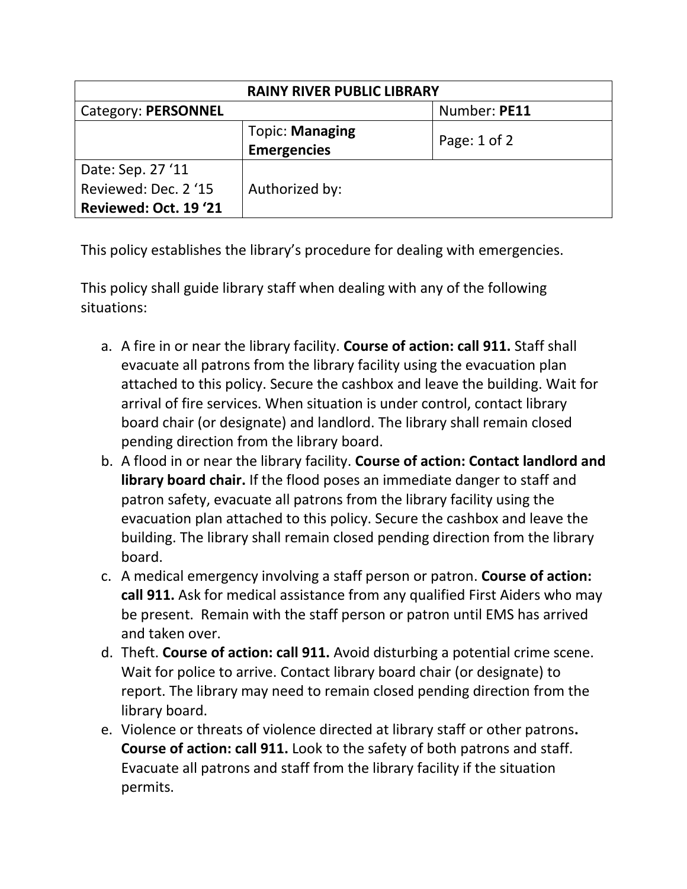| RAINY RIVER PUBLIC LIBRARY | | |
|---|---|---|
| Category: **PERSONNEL** | | Number: **PE11** |
| | Topic: **Managing Emergencies** | Page: 1 of 2 |
| Date: Sep. 27 ‘11<br>Reviewed: Dec. 2 ‘15<br>**Reviewed: Oct. 19 ‘21** | Authorized by: | |

This policy establishes the library’s procedure for dealing with emergencies.

This policy shall guide library staff when dealing with any of the following situations:

a. A fire in or near the library facility. **Course of action: call 911.** Staff shall evacuate all patrons from the library facility using the evacuation plan attached to this policy. Secure the cashbox and leave the building. Wait for arrival of fire services. When situation is under control, contact library board chair (or designate) and landlord. The library shall remain closed pending direction from the library board.
b. A flood in or near the library facility. **Course of action: Contact landlord and library board chair.** If the flood poses an immediate danger to staff and patron safety, evacuate all patrons from the library facility using the evacuation plan attached to this policy. Secure the cashbox and leave the building. The library shall remain closed pending direction from the library board.
c. A medical emergency involving a staff person or patron. **Course of action: call 911.** Ask for medical assistance from any qualified First Aiders who may be present. Remain with the staff person or patron until EMS has arrived and taken over.
d. Theft. **Course of action: call 911.** Avoid disturbing a potential crime scene. Wait for police to arrive. Contact library board chair (or designate) to report. The library may need to remain closed pending direction from the library board.
e. Violence or threats of violence directed at library staff or other patrons**.** **Course of action: call 911.** Look to the safety of both patrons and staff. Evacuate all patrons and staff from the library facility if the situation permits.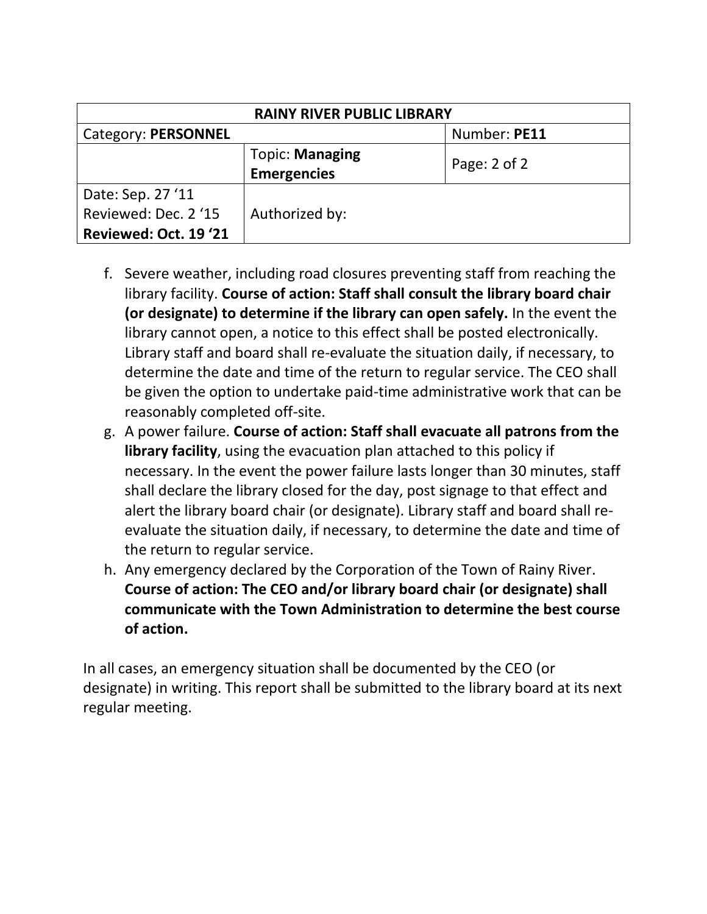| RAINY RIVER PUBLIC LIBRARY | | |
|---|---|---|
| Category: **PERSONNEL** | | Number: **PE11** |
| | Topic: **Managing Emergencies** | Page: 2 of 2 |
| Date: Sep. 27 '11<br>Reviewed: Dec. 2 '15<br>**Reviewed: Oct. 19 '21** | Authorized by: | |

f. Severe weather, including road closures preventing staff from reaching the library facility. **Course of action: Staff shall consult the library board chair (or designate) to determine if the library can open safely.** In the event the library cannot open, a notice to this effect shall be posted electronically. Library staff and board shall re-evaluate the situation daily, if necessary, to determine the date and time of the return to regular service. The CEO shall be given the option to undertake paid-time administrative work that can be reasonably completed off-site.

g. A power failure. **Course of action: Staff shall evacuate all patrons from the library facility**, using the evacuation plan attached to this policy if necessary. In the event the power failure lasts longer than 30 minutes, staff shall declare the library closed for the day, post signage to that effect and alert the library board chair (or designate). Library staff and board shall re-evaluate the situation daily, if necessary, to determine the date and time of the return to regular service.

h. Any emergency declared by the Corporation of the Town of Rainy River. **Course of action: The CEO and/or library board chair (or designate) shall communicate with the Town Administration to determine the best course of action.**

In all cases, an emergency situation shall be documented by the CEO (or designate) in writing. This report shall be submitted to the library board at its next regular meeting.